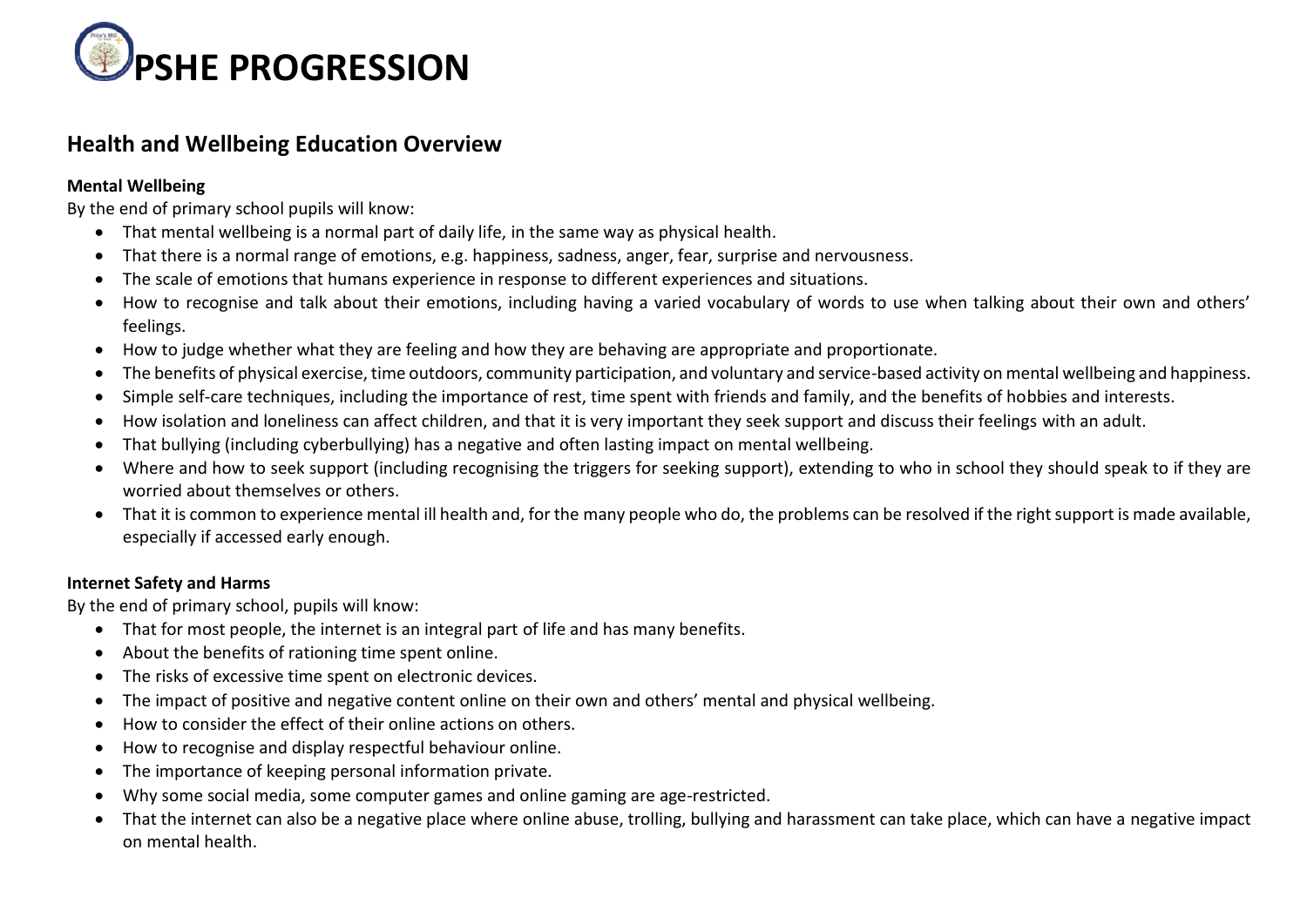# PSHE PROGRESSION

## Health and Wellbeing Education Overview

**Mental Wellbeing**

By the end of primary school pupils will know:

- That mental wellbeing is a normal part of daily life, in the same way as physical health.
- That there is a normal range of emotions, e.g. happiness, sadness, anger, fear, surprise and nervousness.
- The scale of emotions that humans experience in response to different experiences and situations.
- How to recognise and talk about their emotions, including having a varied vocabulary of words to use when talking about their own and others' feelings.
- How to judge whether what they are feeling and how they are behaving are appropriate and proportionate.
- The benefits of physical exercise, time outdoors, community participation, and voluntary and service-based activity on mental wellbeing and happiness.
- Simple self-care techniques, including the importance of rest, time spent with friends and family, and the benefits of hobbies and interests.
- How isolation and loneliness can affect children, and that it is very important they seek support and discuss their feelings with an adult.
- That bullying (including cyberbullying) has a negative and often lasting impact on mental wellbeing.
- Where and how to seek support (including recognising the triggers for seeking support), extending to who in school they should speak to if they are worried about themselves or others.
- That it is common to experience mental ill health and, for the many people who do, the problems can be resolved if the right support is made available, especially if accessed early enough.

**Internet Safety and Harms**

By the end of primary school, pupils will know:

- That for most people, the internet is an integral part of life and has many benefits.
- About the benefits of rationing time spent online.
- The risks of excessive time spent on electronic devices.
- The impact of positive and negative content online on their own and others' mental and physical wellbeing.
- How to consider the effect of their online actions on others.
- How to recognise and display respectful behaviour online.
- The importance of keeping personal information private.
- Why some social media, some computer games and online gaming are age-restricted.
- That the internet can also be a negative place where online abuse, trolling, bullying and harassment can take place, which can have a negative impact on mental health.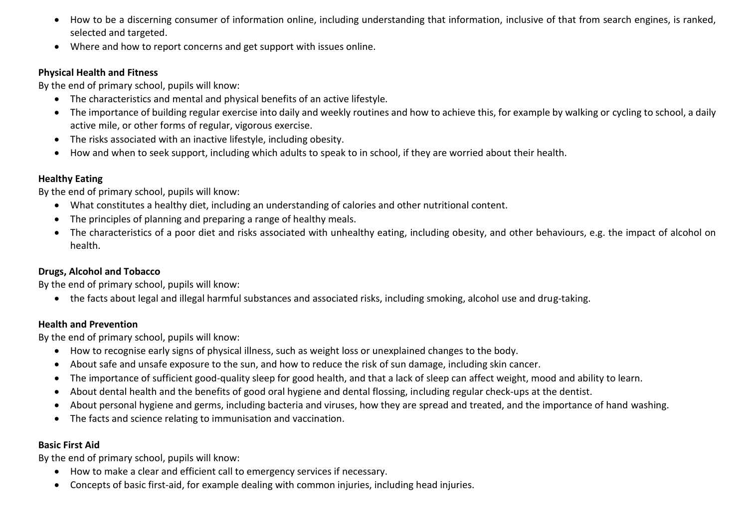- How to be a discerning consumer of information online, including understanding that information, inclusive of that from search engines, is ranked, selected and targeted.
- Where and how to report concerns and get support with issues online.

**Physical Health and Fitness**

By the end of primary school, pupils will know:

- The characteristics and mental and physical benefits of an active lifestyle.
- The importance of building regular exercise into daily and weekly routines and how to achieve this, for example by walking or cycling to school, a daily active mile, or other forms of regular, vigorous exercise.
- The risks associated with an inactive lifestyle, including obesity.
- How and when to seek support, including which adults to speak to in school, if they are worried about their health.

**Healthy Eating**

By the end of primary school, pupils will know:

- What constitutes a healthy diet, including an understanding of calories and other nutritional content.
- The principles of planning and preparing a range of healthy meals.
- The characteristics of a poor diet and risks associated with unhealthy eating, including obesity, and other behaviours, e.g. the impact of alcohol on health.

**Drugs, Alcohol and Tobacco**

By the end of primary school, pupils will know:

- the facts about legal and illegal harmful substances and associated risks, including smoking, alcohol use and drug-taking.

**Health and Prevention**

By the end of primary school, pupils will know:

- How to recognise early signs of physical illness, such as weight loss or unexplained changes to the body.
- About safe and unsafe exposure to the sun, and how to reduce the risk of sun damage, including skin cancer.
- The importance of sufficient good-quality sleep for good health, and that a lack of sleep can affect weight, mood and ability to learn.
- About dental health and the benefits of good oral hygiene and dental flossing, including regular check-ups at the dentist.
- About personal hygiene and germs, including bacteria and viruses, how they are spread and treated, and the importance of hand washing.
- The facts and science relating to immunisation and vaccination.

**Basic First Aid**

By the end of primary school, pupils will know:

- How to make a clear and efficient call to emergency services if necessary.
- Concepts of basic first-aid, for example dealing with common injuries, including head injuries.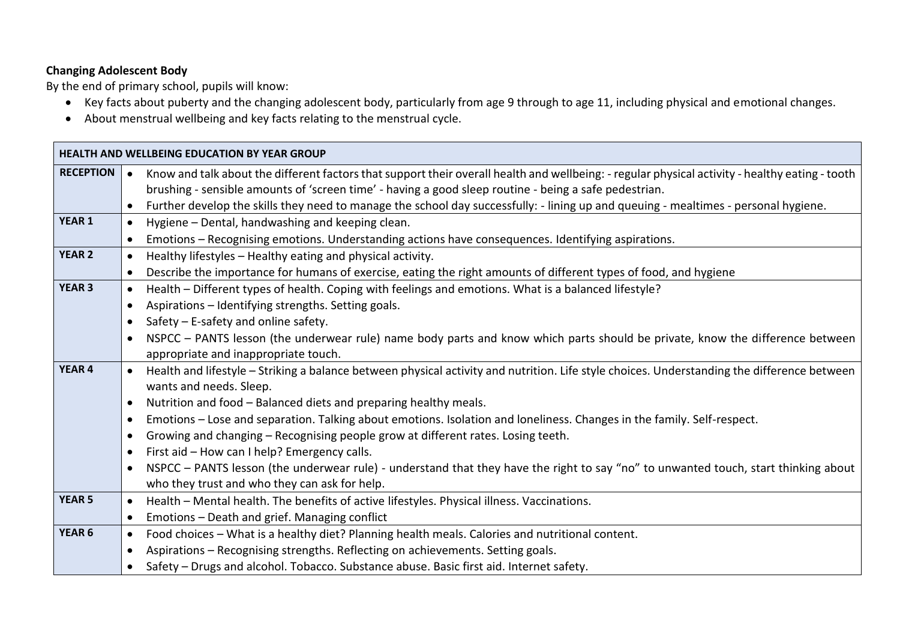**Changing Adolescent Body**

By the end of primary school, pupils will know:

- Key facts about puberty and the changing adolescent body, particularly from age 9 through to age 11, including physical and emotional changes.
- About menstrual wellbeing and key facts relating to the menstrual cycle.

| HEALTH AND WELLBEING EDUCATION BY YEAR GROUP | |
|---|---|
| **RECEPTION** | • Know and talk about the different factors that support their overall health and wellbeing: - regular physical activity - healthy eating - tooth brushing - sensible amounts of 'screen time' - having a good sleep routine - being a safe pedestrian.<br>• Further develop the skills they need to manage the school day successfully: - lining up and queuing - mealtimes - personal hygiene. |
| **YEAR 1** | • Hygiene – Dental, handwashing and keeping clean.<br>• Emotions – Recognising emotions. Understanding actions have consequences. Identifying aspirations. |
| **YEAR 2** | • Healthy lifestyles – Healthy eating and physical activity.<br>• Describe the importance for humans of exercise, eating the right amounts of different types of food, and hygiene |
| **YEAR 3** | • Health – Different types of health. Coping with feelings and emotions. What is a balanced lifestyle?<br>• Aspirations – Identifying strengths. Setting goals.<br>• Safety – E-safety and online safety.<br>• NSPCC – PANTS lesson (the underwear rule) name body parts and know which parts should be private, know the difference between appropriate and inappropriate touch. |
| **YEAR 4** | • Health and lifestyle – Striking a balance between physical activity and nutrition. Life style choices. Understanding the difference between wants and needs. Sleep.<br>• Nutrition and food – Balanced diets and preparing healthy meals.<br>• Emotions – Lose and separation. Talking about emotions. Isolation and loneliness. Changes in the family. Self-respect.<br>• Growing and changing – Recognising people grow at different rates. Losing teeth.<br>• First aid – How can I help? Emergency calls.<br>• NSPCC – PANTS lesson (the underwear rule) - understand that they have the right to say "no" to unwanted touch, start thinking about who they trust and who they can ask for help. |
| **YEAR 5** | • Health – Mental health. The benefits of active lifestyles. Physical illness. Vaccinations.<br>• Emotions – Death and grief. Managing conflict |
| **YEAR 6** | • Food choices – What is a healthy diet? Planning health meals. Calories and nutritional content.<br>• Aspirations – Recognising strengths. Reflecting on achievements. Setting goals.<br>• Safety – Drugs and alcohol. Tobacco. Substance abuse. Basic first aid. Internet safety. |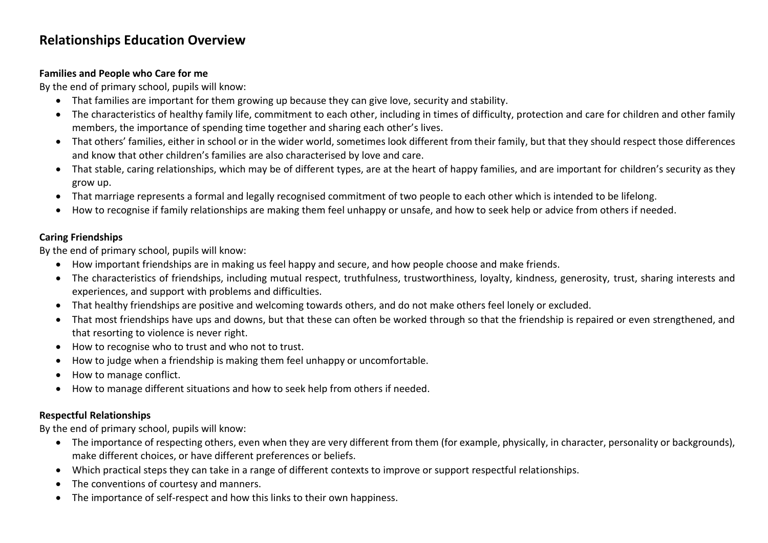# Relationships Education Overview

**Families and People who Care for me**

By the end of primary school, pupils will know:

- That families are important for them growing up because they can give love, security and stability.
- The characteristics of healthy family life, commitment to each other, including in times of difficulty, protection and care for children and other family members, the importance of spending time together and sharing each other's lives.
- That others' families, either in school or in the wider world, sometimes look different from their family, but that they should respect those differences and know that other children's families are also characterised by love and care.
- That stable, caring relationships, which may be of different types, are at the heart of happy families, and are important for children's security as they grow up.
- That marriage represents a formal and legally recognised commitment of two people to each other which is intended to be lifelong.
- How to recognise if family relationships are making them feel unhappy or unsafe, and how to seek help or advice from others if needed.

**Caring Friendships**

By the end of primary school, pupils will know:

- How important friendships are in making us feel happy and secure, and how people choose and make friends.
- The characteristics of friendships, including mutual respect, truthfulness, trustworthiness, loyalty, kindness, generosity, trust, sharing interests and experiences, and support with problems and difficulties.
- That healthy friendships are positive and welcoming towards others, and do not make others feel lonely or excluded.
- That most friendships have ups and downs, but that these can often be worked through so that the friendship is repaired or even strengthened, and that resorting to violence is never right.
- How to recognise who to trust and who not to trust.
- How to judge when a friendship is making them feel unhappy or uncomfortable.
- How to manage conflict.
- How to manage different situations and how to seek help from others if needed.

**Respectful Relationships**

By the end of primary school, pupils will know:

- The importance of respecting others, even when they are very different from them (for example, physically, in character, personality or backgrounds), make different choices, or have different preferences or beliefs.
- Which practical steps they can take in a range of different contexts to improve or support respectful relationships.
- The conventions of courtesy and manners.
- The importance of self-respect and how this links to their own happiness.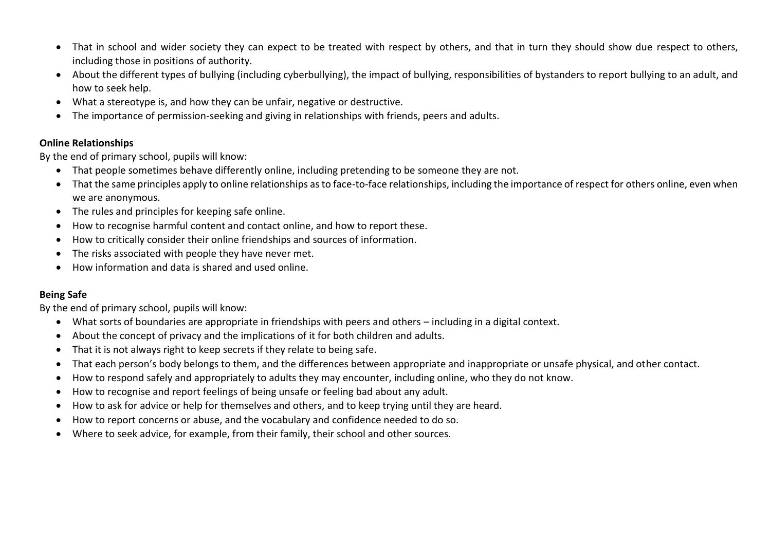- That in school and wider society they can expect to be treated with respect by others, and that in turn they should show due respect to others, including those in positions of authority.
- About the different types of bullying (including cyberbullying), the impact of bullying, responsibilities of bystanders to report bullying to an adult, and how to seek help.
- What a stereotype is, and how they can be unfair, negative or destructive.
- The importance of permission-seeking and giving in relationships with friends, peers and adults.

**Online Relationships**

By the end of primary school, pupils will know:

- That people sometimes behave differently online, including pretending to be someone they are not.
- That the same principles apply to online relationships as to face-to-face relationships, including the importance of respect for others online, even when we are anonymous.
- The rules and principles for keeping safe online.
- How to recognise harmful content and contact online, and how to report these.
- How to critically consider their online friendships and sources of information.
- The risks associated with people they have never met.
- How information and data is shared and used online.

**Being Safe**

By the end of primary school, pupils will know:

- What sorts of boundaries are appropriate in friendships with peers and others – including in a digital context.
- About the concept of privacy and the implications of it for both children and adults.
- That it is not always right to keep secrets if they relate to being safe.
- That each person's body belongs to them, and the differences between appropriate and inappropriate or unsafe physical, and other contact.
- How to respond safely and appropriately to adults they may encounter, including online, who they do not know.
- How to recognise and report feelings of being unsafe or feeling bad about any adult.
- How to ask for advice or help for themselves and others, and to keep trying until they are heard.
- How to report concerns or abuse, and the vocabulary and confidence needed to do so.
- Where to seek advice, for example, from their family, their school and other sources.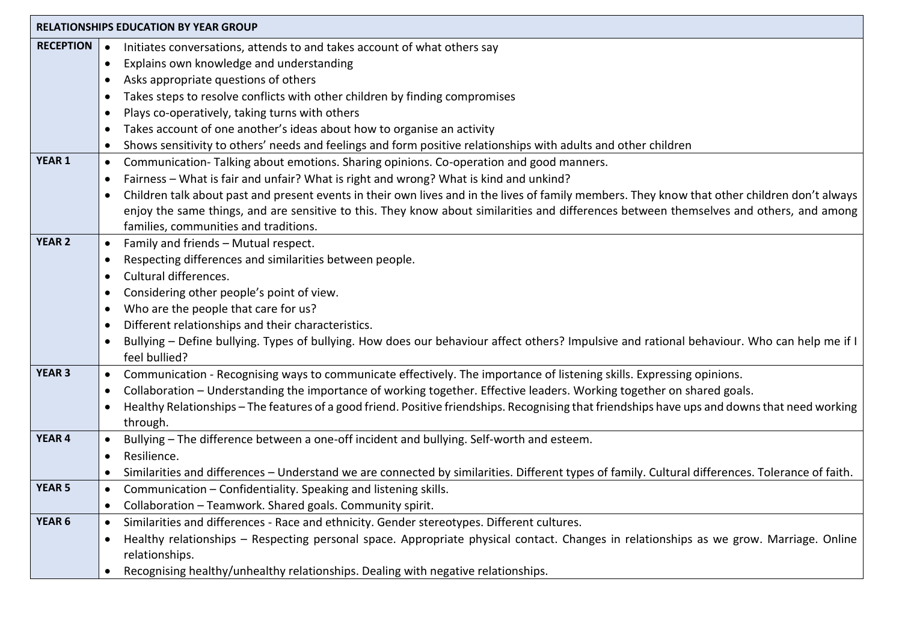| RELATIONSHIPS EDUCATION BY YEAR GROUP | |
|---|---|
| **RECEPTION** | • Initiates conversations, attends to and takes account of what others say<br>• Explains own knowledge and understanding<br>• Asks appropriate questions of others<br>• Takes steps to resolve conflicts with other children by finding compromises<br>• Plays co-operatively, taking turns with others<br>• Takes account of one another's ideas about how to organise an activity<br>• Shows sensitivity to others' needs and feelings and form positive relationships with adults and other children |
| **YEAR 1** | • Communication- Talking about emotions. Sharing opinions. Co-operation and good manners.<br>• Fairness – What is fair and unfair? What is right and wrong? What is kind and unkind?<br>• Children talk about past and present events in their own lives and in the lives of family members. They know that other children don't always enjoy the same things, and are sensitive to this. They know about similarities and differences between themselves and others, and among families, communities and traditions. |
| **YEAR 2** | • Family and friends – Mutual respect.<br>• Respecting differences and similarities between people.<br>• Cultural differences.<br>• Considering other people's point of view.<br>• Who are the people that care for us?<br>• Different relationships and their characteristics.<br>• Bullying – Define bullying. Types of bullying. How does our behaviour affect others? Impulsive and rational behaviour. Who can help me if I feel bullied? |
| **YEAR 3** | • Communication - Recognising ways to communicate effectively. The importance of listening skills. Expressing opinions.<br>• Collaboration – Understanding the importance of working together. Effective leaders. Working together on shared goals.<br>• Healthy Relationships – The features of a good friend. Positive friendships. Recognising that friendships have ups and downs that need working through. |
| **YEAR 4** | • Bullying – The difference between a one-off incident and bullying. Self-worth and esteem.<br>• Resilience.<br>• Similarities and differences – Understand we are connected by similarities. Different types of family. Cultural differences. Tolerance of faith. |
| **YEAR 5** | • Communication – Confidentiality. Speaking and listening skills.<br>• Collaboration – Teamwork. Shared goals. Community spirit. |
| **YEAR 6** | • Similarities and differences - Race and ethnicity. Gender stereotypes. Different cultures.<br>• Healthy relationships – Respecting personal space. Appropriate physical contact. Changes in relationships as we grow. Marriage. Online relationships.<br>• Recognising healthy/unhealthy relationships. Dealing with negative relationships. |